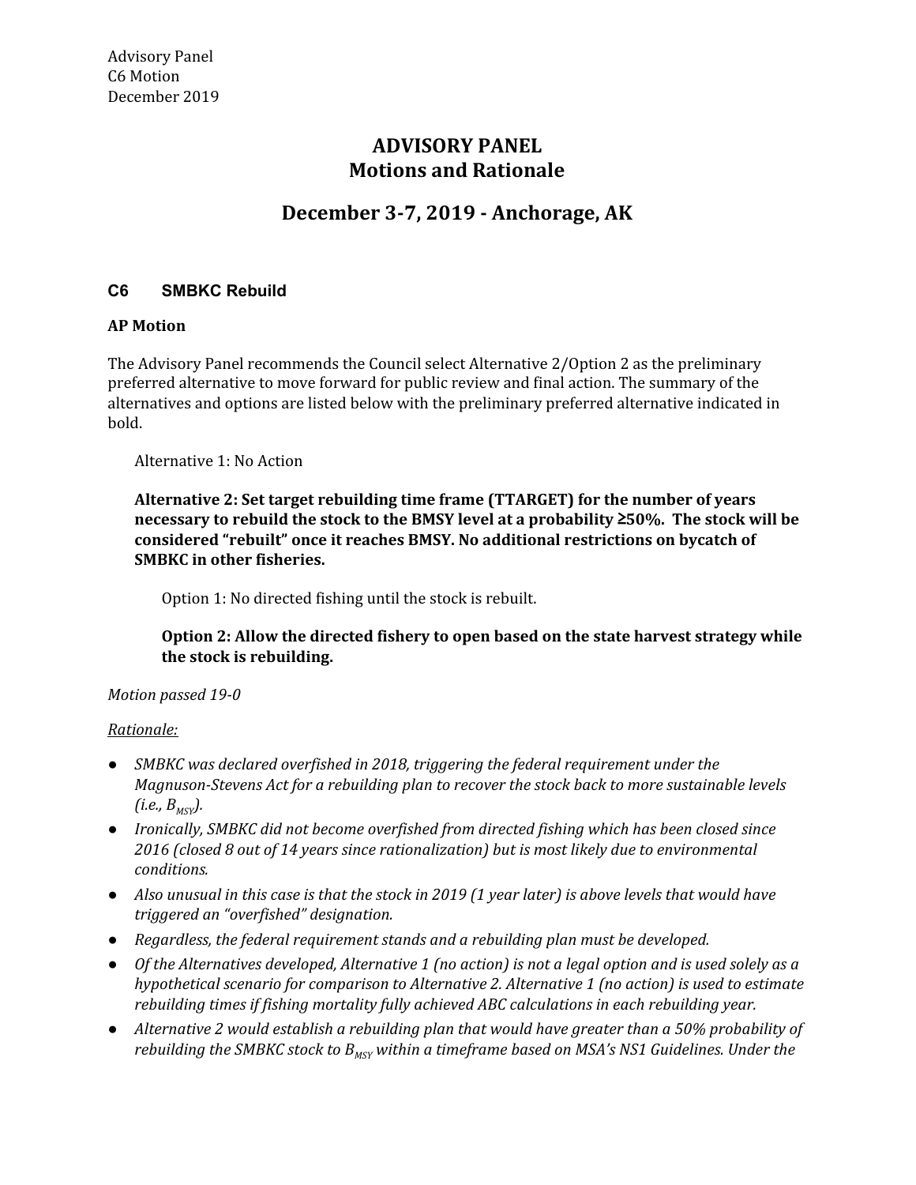Advisory Panel
C6 Motion
December 2019

# ADVISORY PANEL
# Motions and Rationale

## December 3-7, 2019 - Anchorage, AK

### C6 SMBKC Rebuild

**AP Motion**

The Advisory Panel recommends the Council select Alternative 2/Option 2 as the preliminary preferred alternative to move forward for public review and final action. The summary of the alternatives and options are listed below with the preliminary preferred alternative indicated in bold.

Alternative 1: No Action

**Alternative 2: Set target rebuilding time frame (TTARGET) for the number of years necessary to rebuild the stock to the BMSY level at a probability ≥50%. The stock will be considered "rebuilt" once it reaches BMSY. No additional restrictions on bycatch of SMBKC in other fisheries.**

Option 1: No directed fishing until the stock is rebuilt.

**Option 2: Allow the directed fishery to open based on the state harvest strategy while the stock is rebuilding.**

*Motion passed 19-0*

*Rationale:*

- *SMBKC was declared overfished in 2018, triggering the federal requirement under the Magnuson-Stevens Act for a rebuilding plan to recover the stock back to more sustainable levels (i.e., $B_{MSY}$).*
- *Ironically, SMBKC did not become overfished from directed fishing which has been closed since 2016 (closed 8 out of 14 years since rationalization) but is most likely due to environmental conditions.*
- *Also unusual in this case is that the stock in 2019 (1 year later) is above levels that would have triggered an "overfished" designation.*
- *Regardless, the federal requirement stands and a rebuilding plan must be developed.*
- *Of the Alternatives developed, Alternative 1 (no action) is not a legal option and is used solely as a hypothetical scenario for comparison to Alternative 2. Alternative 1 (no action) is used to estimate rebuilding times if fishing mortality fully achieved ABC calculations in each rebuilding year.*
- *Alternative 2 would establish a rebuilding plan that would have greater than a 50% probability of rebuilding the SMBKC stock to $B_{MSY}$ within a timeframe based on MSA's NS1 Guidelines. Under the*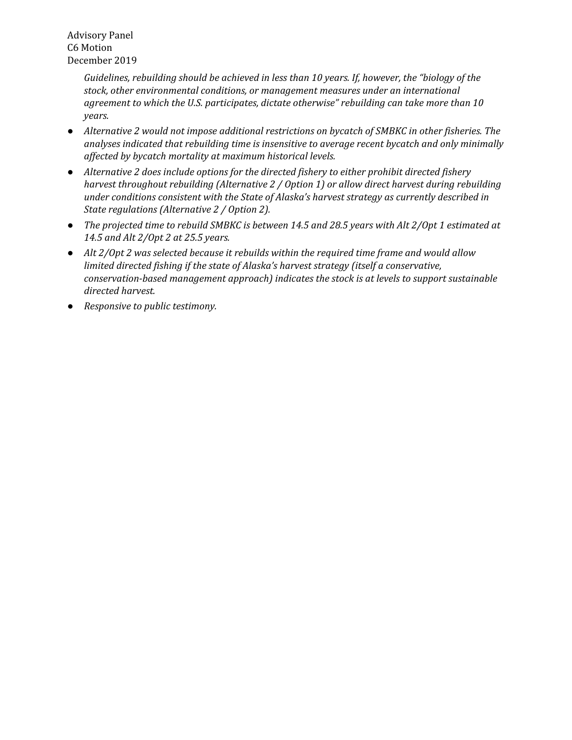*Guidelines, rebuilding should be achieved in less than 10 years. If, however, the "biology of the stock, other environmental conditions, or management measures under an international agreement to which the U.S. participates, dictate otherwise" rebuilding can take more than 10 years.*

- *Alternative 2 would not impose additional restrictions on bycatch of SMBKC in other fisheries. The analyses indicated that rebuilding time is insensitive to average recent bycatch and only minimally affected by bycatch mortality at maximum historical levels.*
- *Alternative 2 does include options for the directed fishery to either prohibit directed fishery harvest throughout rebuilding (Alternative 2 / Option 1) or allow direct harvest during rebuilding under conditions consistent with the State of Alaska's harvest strategy as currently described in State regulations (Alternative 2 / Option 2).*
- *The projected time to rebuild SMBKC is between 14.5 and 28.5 years with Alt 2/Opt 1 estimated at 14.5 and Alt 2/Opt 2 at 25.5 years.*
- *Alt 2/Opt 2 was selected because it rebuilds within the required time frame and would allow limited directed fishing if the state of Alaska's harvest strategy (itself a conservative, conservation-based management approach) indicates the stock is at levels to support sustainable directed harvest.*
- *Responsive to public testimony.*